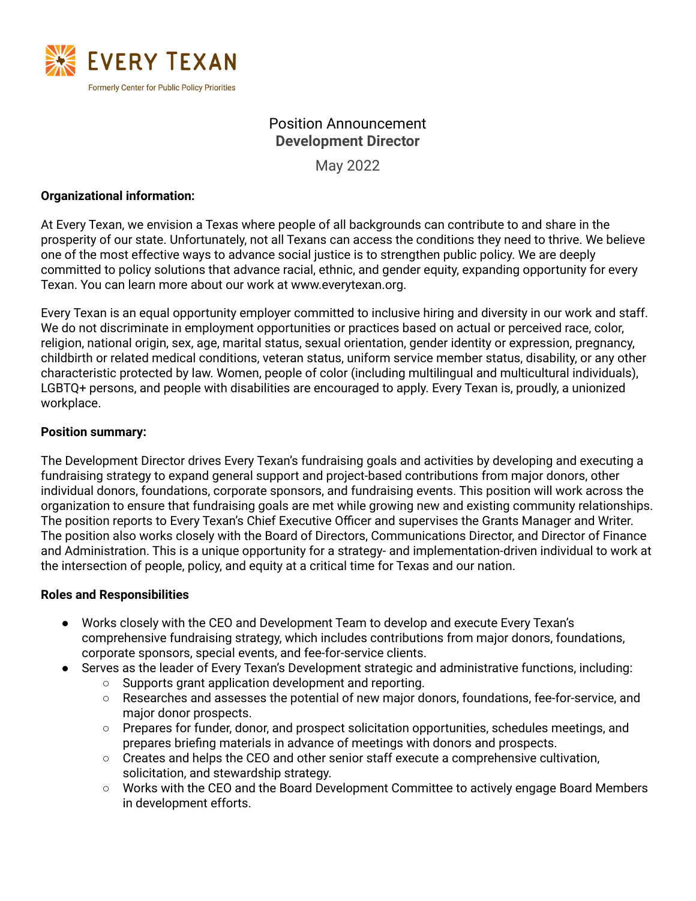EVERY TEXAN

Formerly Center for Public Policy Priorities

# Position Announcement
## Development Director

May 2022

**Organizational information:**

At Every Texan, we envision a Texas where people of all backgrounds can contribute to and share in the prosperity of our state. Unfortunately, not all Texans can access the conditions they need to thrive. We believe one of the most effective ways to advance social justice is to strengthen public policy. We are deeply committed to policy solutions that advance racial, ethnic, and gender equity, expanding opportunity for every Texan. You can learn more about our work at www.everytexan.org.

Every Texan is an equal opportunity employer committed to inclusive hiring and diversity in our work and staff. We do not discriminate in employment opportunities or practices based on actual or perceived race, color, religion, national origin, sex, age, marital status, sexual orientation, gender identity or expression, pregnancy, childbirth or related medical conditions, veteran status, uniform service member status, disability, or any other characteristic protected by law. Women, people of color (including multilingual and multicultural individuals), LGBTQ+ persons, and people with disabilities are encouraged to apply. Every Texan is, proudly, a unionized workplace.

**Position summary:**

The Development Director drives Every Texan's fundraising goals and activities by developing and executing a fundraising strategy to expand general support and project-based contributions from major donors, other individual donors, foundations, corporate sponsors, and fundraising events. This position will work across the organization to ensure that fundraising goals are met while growing new and existing community relationships. The position reports to Every Texan's Chief Executive Officer and supervises the Grants Manager and Writer. The position also works closely with the Board of Directors, Communications Director, and Director of Finance and Administration. This is a unique opportunity for a strategy- and implementation-driven individual to work at the intersection of people, policy, and equity at a critical time for Texas and our nation.

**Roles and Responsibilities**

- Works closely with the CEO and Development Team to develop and execute Every Texan's comprehensive fundraising strategy, which includes contributions from major donors, foundations, corporate sponsors, special events, and fee-for-service clients.
- Serves as the leader of Every Texan's Development strategic and administrative functions, including:
  - Supports grant application development and reporting.
  - Researches and assesses the potential of new major donors, foundations, fee-for-service, and major donor prospects.
  - Prepares for funder, donor, and prospect solicitation opportunities, schedules meetings, and prepares briefing materials in advance of meetings with donors and prospects.
  - Creates and helps the CEO and other senior staff execute a comprehensive cultivation, solicitation, and stewardship strategy.
  - Works with the CEO and the Board Development Committee to actively engage Board Members in development efforts.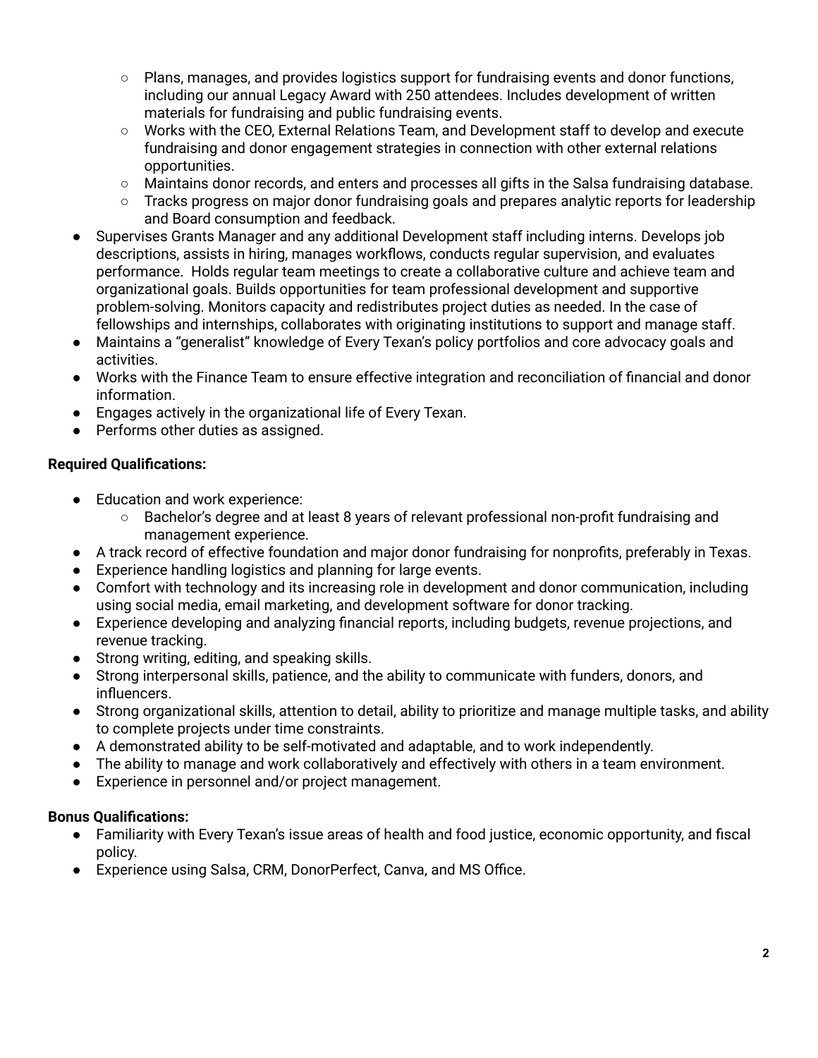- Plans, manages, and provides logistics support for fundraising events and donor functions, including our annual Legacy Award with 250 attendees. Includes development of written materials for fundraising and public fundraising events.
    - Works with the CEO, External Relations Team, and Development staff to develop and execute fundraising and donor engagement strategies in connection with other external relations opportunities.
    - Maintains donor records, and enters and processes all gifts in the Salsa fundraising database.
    - Tracks progress on major donor fundraising goals and prepares analytic reports for leadership and Board consumption and feedback.
- Supervises Grants Manager and any additional Development staff including interns. Develops job descriptions, assists in hiring, manages workflows, conducts regular supervision, and evaluates performance. Holds regular team meetings to create a collaborative culture and achieve team and organizational goals. Builds opportunities for team professional development and supportive problem-solving. Monitors capacity and redistributes project duties as needed. In the case of fellowships and internships, collaborates with originating institutions to support and manage staff.
- Maintains a "generalist" knowledge of Every Texan's policy portfolios and core advocacy goals and activities.
- Works with the Finance Team to ensure effective integration and reconciliation of financial and donor information.
- Engages actively in the organizational life of Every Texan.
- Performs other duties as assigned.

**Required Qualifications:**

- Education and work experience:
    - Bachelor's degree and at least 8 years of relevant professional non-profit fundraising and management experience.
- A track record of effective foundation and major donor fundraising for nonprofits, preferably in Texas.
- Experience handling logistics and planning for large events.
- Comfort with technology and its increasing role in development and donor communication, including using social media, email marketing, and development software for donor tracking.
- Experience developing and analyzing financial reports, including budgets, revenue projections, and revenue tracking.
- Strong writing, editing, and speaking skills.
- Strong interpersonal skills, patience, and the ability to communicate with funders, donors, and influencers.
- Strong organizational skills, attention to detail, ability to prioritize and manage multiple tasks, and ability to complete projects under time constraints.
- A demonstrated ability to be self-motivated and adaptable, and to work independently.
- The ability to manage and work collaboratively and effectively with others in a team environment.
- Experience in personnel and/or project management.

**Bonus Qualifications:**

- Familiarity with Every Texan's issue areas of health and food justice, economic opportunity, and fiscal policy.
- Experience using Salsa, CRM, DonorPerfect, Canva, and MS Office.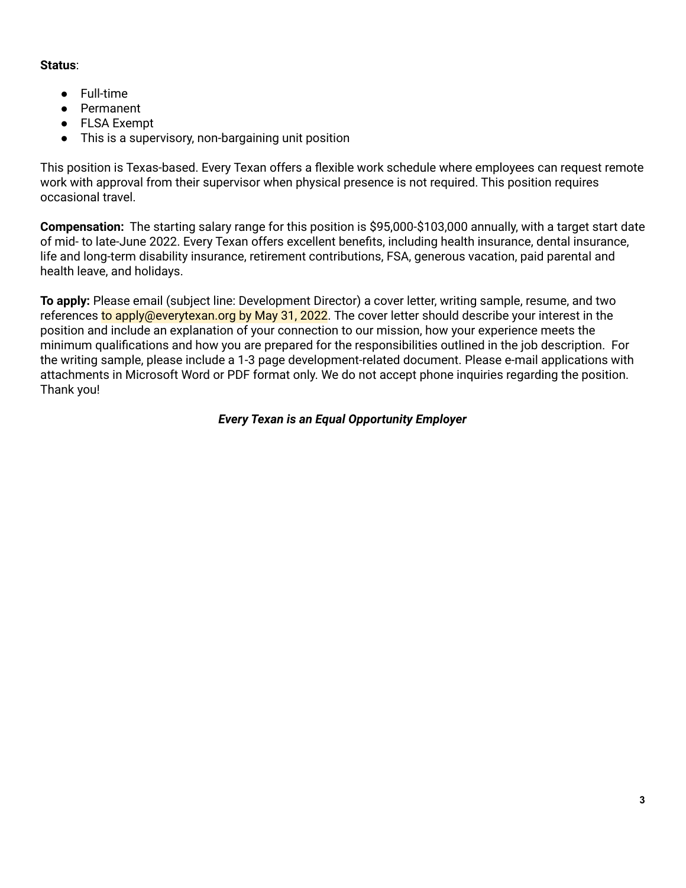**Status**:

- Full-time
- Permanent
- FLSA Exempt
- This is a supervisory, non-bargaining unit position

This position is Texas-based. Every Texan offers a flexible work schedule where employees can request remote work with approval from their supervisor when physical presence is not required. This position requires occasional travel.

**Compensation:** The starting salary range for this position is $95,000-$103,000 annually, with a target start date of mid- to late-June 2022. Every Texan offers excellent benefits, including health insurance, dental insurance, life and long-term disability insurance, retirement contributions, FSA, generous vacation, paid parental and health leave, and holidays.

**To apply:** Please email (subject line: Development Director) a cover letter, writing sample, resume, and two references to apply@everytexan.org by May 31, 2022. The cover letter should describe your interest in the position and include an explanation of your connection to our mission, how your experience meets the minimum qualifications and how you are prepared for the responsibilities outlined in the job description. For the writing sample, please include a 1-3 page development-related document. Please e-mail applications with attachments in Microsoft Word or PDF format only. We do not accept phone inquiries regarding the position. Thank you!

***Every Texan is an Equal Opportunity Employer***